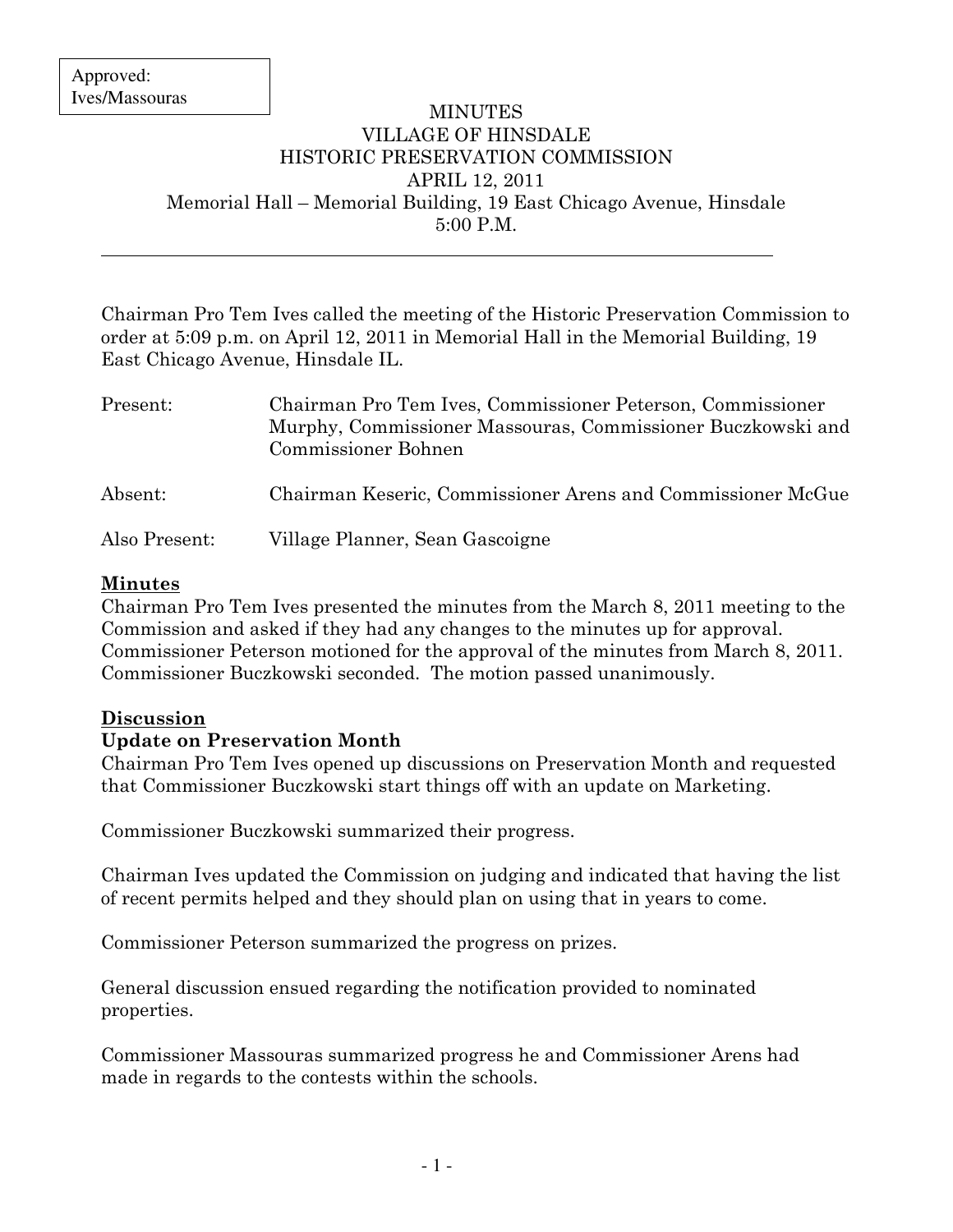Approved: Ives/Massouras

# MINUTES
# VILLAGE OF HINSDALE
# HISTORIC PRESERVATION COMMISSION
## APRIL 12, 2011
### Memorial Hall – Memorial Building, 19 East Chicago Avenue, Hinsdale
### 5:00 P.M.

---

Chairman Pro Tem Ives called the meeting of the Historic Preservation Commission to order at 5:09 p.m. on April 12, 2011 in Memorial Hall in the Memorial Building, 19 East Chicago Avenue, Hinsdale IL.

| | |
|---|---|
| Present: | Chairman Pro Tem Ives, Commissioner Peterson, Commissioner Murphy, Commissioner Massouras, Commissioner Buczkowski and Commissioner Bohnen |
| Absent: | Chairman Keseric, Commissioner Arens and Commissioner McGue |
| Also Present: | Village Planner, Sean Gascoigne |

**Minutes**

Chairman Pro Tem Ives presented the minutes from the March 8, 2011 meeting to the Commission and asked if they had any changes to the minutes up for approval. Commissioner Peterson motioned for the approval of the minutes from March 8, 2011. Commissioner Buczkowski seconded. The motion passed unanimously.

**Discussion**

**Update on Preservation Month**

Chairman Pro Tem Ives opened up discussions on Preservation Month and requested that Commissioner Buczkowski start things off with an update on Marketing.

Commissioner Buczkowski summarized their progress.

Chairman Ives updated the Commission on judging and indicated that having the list of recent permits helped and they should plan on using that in years to come.

Commissioner Peterson summarized the progress on prizes.

General discussion ensued regarding the notification provided to nominated properties.

Commissioner Massouras summarized progress he and Commissioner Arens had made in regards to the contests within the schools.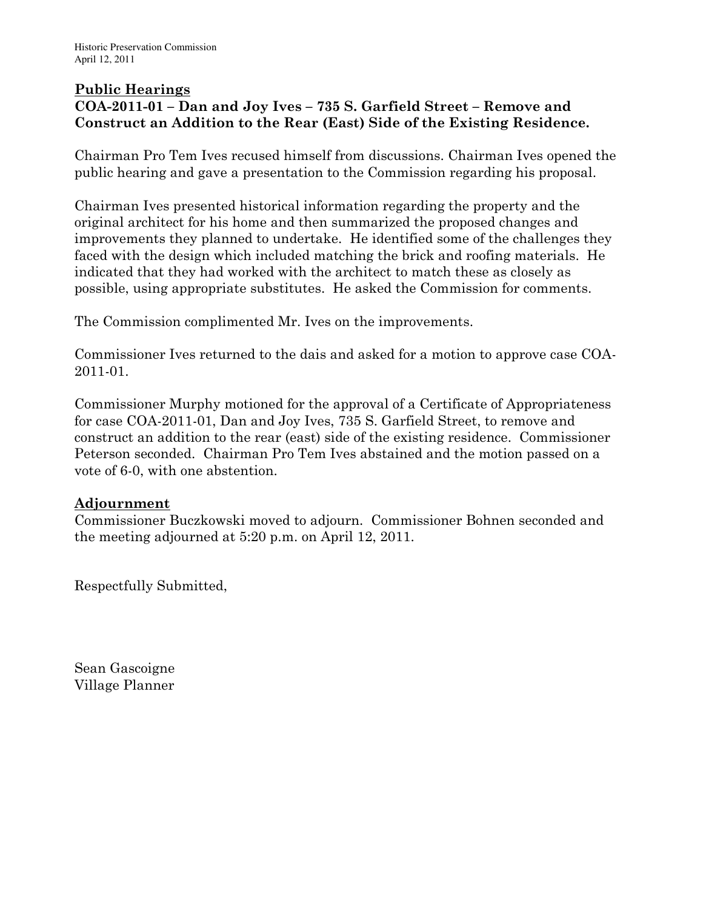## Public Hearings

**COA-2011-01 – Dan and Joy Ives – 735 S. Garfield Street – Remove and Construct an Addition to the Rear (East) Side of the Existing Residence.**

Chairman Pro Tem Ives recused himself from discussions. Chairman Ives opened the public hearing and gave a presentation to the Commission regarding his proposal.

Chairman Ives presented historical information regarding the property and the original architect for his home and then summarized the proposed changes and improvements they planned to undertake. He identified some of the challenges they faced with the design which included matching the brick and roofing materials. He indicated that they had worked with the architect to match these as closely as possible, using appropriate substitutes. He asked the Commission for comments.

The Commission complimented Mr. Ives on the improvements.

Commissioner Ives returned to the dais and asked for a motion to approve case COA-2011-01.

Commissioner Murphy motioned for the approval of a Certificate of Appropriateness for case COA-2011-01, Dan and Joy Ives, 735 S. Garfield Street, to remove and construct an addition to the rear (east) side of the existing residence. Commissioner Peterson seconded. Chairman Pro Tem Ives abstained and the motion passed on a vote of 6-0, with one abstention.

## Adjournment

Commissioner Buczkowski moved to adjourn. Commissioner Bohnen seconded and the meeting adjourned at 5:20 p.m. on April 12, 2011.

Respectfully Submitted,

Sean Gascoigne
Village Planner